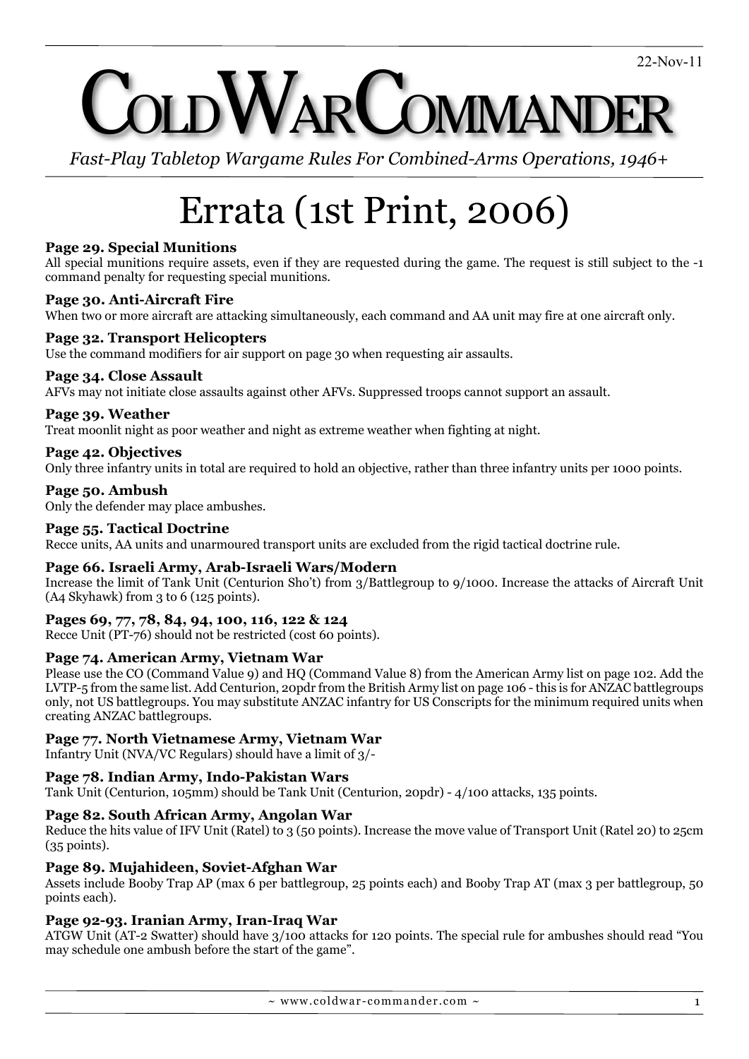22-Nov-11

# COLD WAR COMMANDER

*Fast-Play Tabletop Wargame Rules For Combined-Arms Operations, 1946+*

# Errata (1st Print, 2006)

**Page 29. Special Munitions**
All special munitions require assets, even if they are requested during the game. The request is still subject to the -1 command penalty for requesting special munitions.

**Page 30. Anti-Aircraft Fire**
When two or more aircraft are attacking simultaneously, each command and AA unit may fire at one aircraft only.

**Page 32. Transport Helicopters**
Use the command modifiers for air support on page 30 when requesting air assaults.

**Page 34. Close Assault**
AFVs may not initiate close assaults against other AFVs. Suppressed troops cannot support an assault.

**Page 39. Weather**
Treat moonlit night as poor weather and night as extreme weather when fighting at night.

**Page 42. Objectives**
Only three infantry units in total are required to hold an objective, rather than three infantry units per 1000 points.

**Page 50. Ambush**
Only the defender may place ambushes.

**Page 55. Tactical Doctrine**
Recce units, AA units and unarmoured transport units are excluded from the rigid tactical doctrine rule.

**Page 66. Israeli Army, Arab-Israeli Wars/Modern**
Increase the limit of Tank Unit (Centurion Sho't) from 3/Battlegroup to 9/1000. Increase the attacks of Aircraft Unit (A4 Skyhawk) from 3 to 6 (125 points).

**Pages 69, 77, 78, 84, 94, 100, 116, 122 & 124**
Recce Unit (PT-76) should not be restricted (cost 60 points).

**Page 74. American Army, Vietnam War**
Please use the CO (Command Value 9) and HQ (Command Value 8) from the American Army list on page 102. Add the LVTP-5 from the same list. Add Centurion, 20pdr from the British Army list on page 106 - this is for ANZAC battlegroups only, not US battlegroups. You may substitute ANZAC infantry for US Conscripts for the minimum required units when creating ANZAC battlegroups.

**Page 77. North Vietnamese Army, Vietnam War**
Infantry Unit (NVA/VC Regulars) should have a limit of 3/-

**Page 78. Indian Army, Indo-Pakistan Wars**
Tank Unit (Centurion, 105mm) should be Tank Unit (Centurion, 20pdr) - 4/100 attacks, 135 points.

**Page 82. South African Army, Angolan War**
Reduce the hits value of IFV Unit (Ratel) to 3 (50 points). Increase the move value of Transport Unit (Ratel 20) to 25cm (35 points).

**Page 89. Mujahideen, Soviet-Afghan War**
Assets include Booby Trap AP (max 6 per battlegroup, 25 points each) and Booby Trap AT (max 3 per battlegroup, 50 points each).

**Page 92-93. Iranian Army, Iran-Iraq War**
ATGW Unit (AT-2 Swatter) should have 3/100 attacks for 120 points. The special rule for ambushes should read "You may schedule one ambush before the start of the game".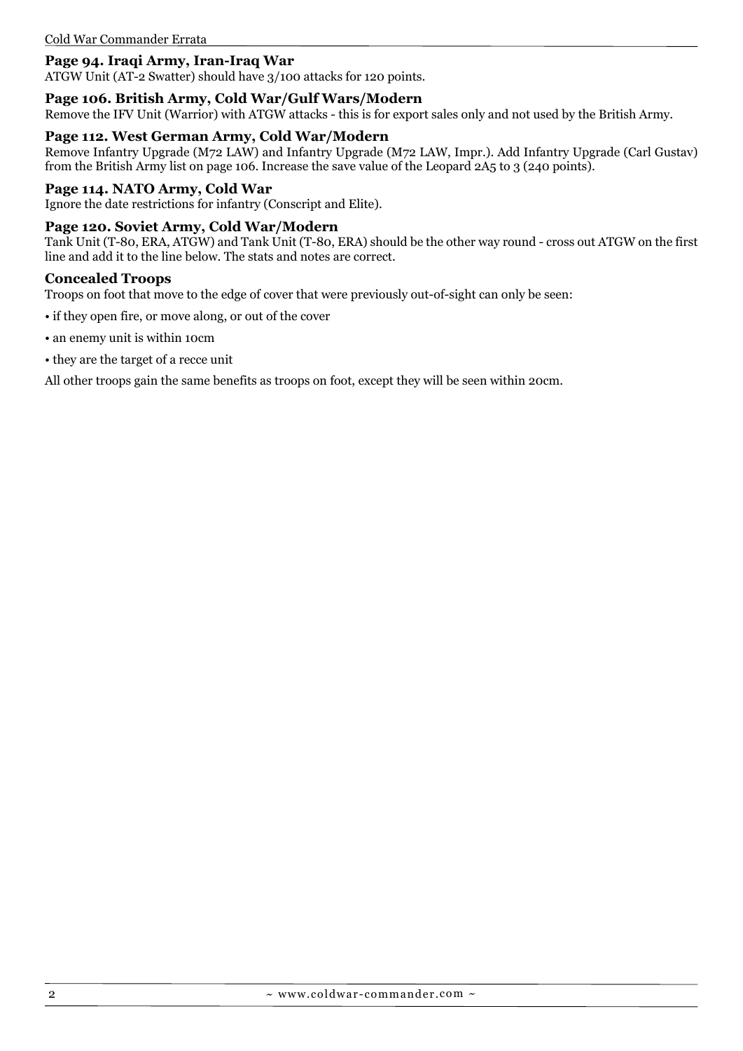### Page 94. Iraqi Army, Iran-Iraq War

ATGW Unit (AT-2 Swatter) should have 3/100 attacks for 120 points.

### Page 106. British Army, Cold War/Gulf Wars/Modern

Remove the IFV Unit (Warrior) with ATGW attacks - this is for export sales only and not used by the British Army.

### Page 112. West German Army, Cold War/Modern

Remove Infantry Upgrade (M72 LAW) and Infantry Upgrade (M72 LAW, Impr.). Add Infantry Upgrade (Carl Gustav) from the British Army list on page 106. Increase the save value of the Leopard 2A5 to 3 (240 points).

### Page 114. NATO Army, Cold War

Ignore the date restrictions for infantry (Conscript and Elite).

### Page 120. Soviet Army, Cold War/Modern

Tank Unit (T-80, ERA, ATGW) and Tank Unit (T-80, ERA) should be the other way round - cross out ATGW on the first line and add it to the line below. The stats and notes are correct.

### Concealed Troops

Troops on foot that move to the edge of cover that were previously out-of-sight can only be seen:

- if they open fire, or move along, or out of the cover
- an enemy unit is within 10cm
- they are the target of a recce unit

All other troops gain the same benefits as troops on foot, except they will be seen within 20cm.